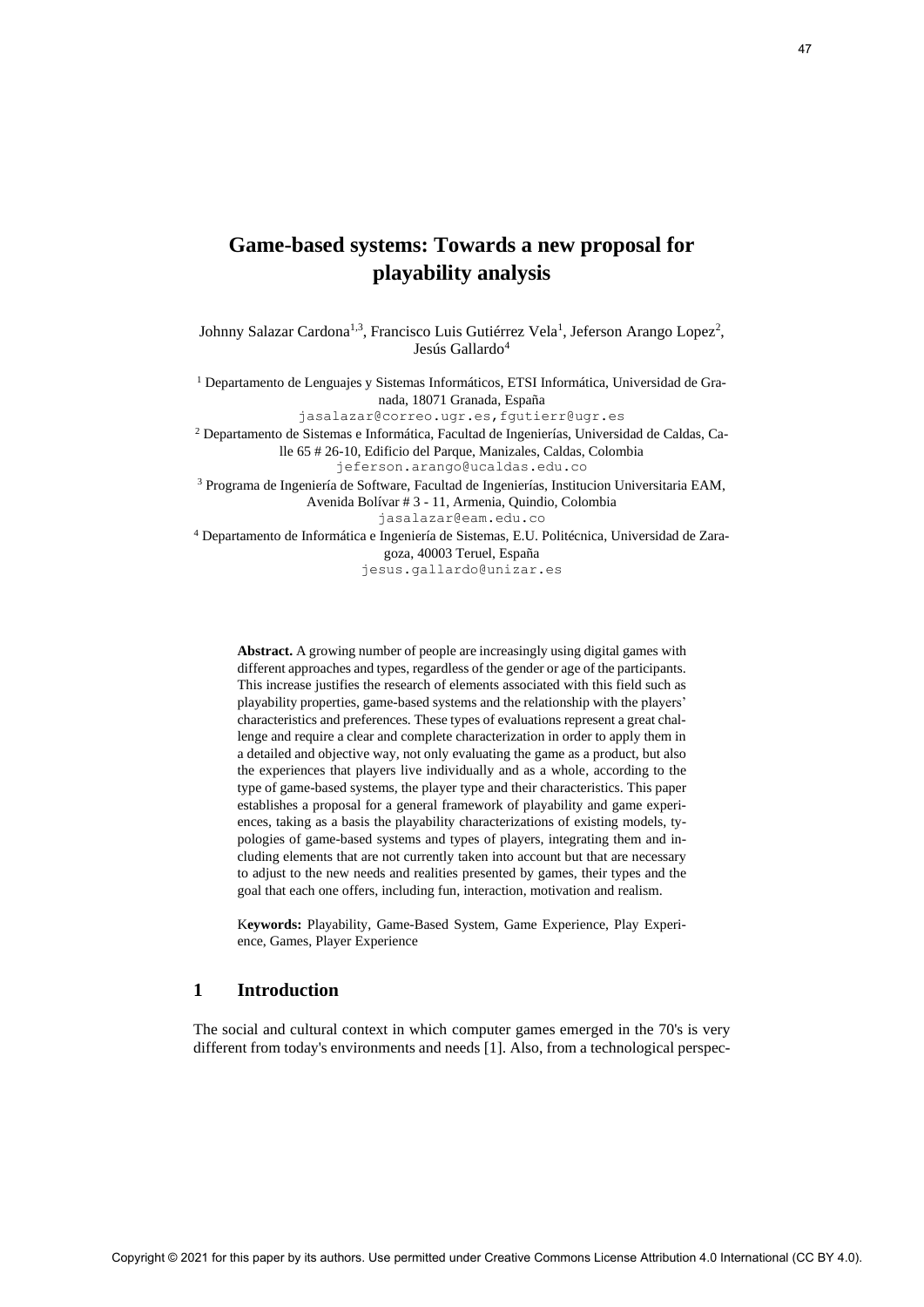# Game-based systems: Towards a new proposal for playability analysis

Johnny Salazar Cardona[1,3], Francisco Luis Gutiérrez Vela[1], Jeferson Arango Lopez[2], Jesús Gallardo[4]

[1] Departamento de Lenguajes y Sistemas Informáticos, ETSI Informática, Universidad de Granada, 18071 Granada, España
jasalazar@correo.ugr.es, fgutierr@ugr.es

[2] Departamento de Sistemas e Informática, Facultad de Ingenierías, Universidad de Caldas, Calle 65 # 26-10, Edificio del Parque, Manizales, Caldas, Colombia
jeferson.arango@ucaldas.edu.co

[3] Programa de Ingeniería de Software, Facultad de Ingenierías, Institucion Universitaria EAM, Avenida Bolívar # 3 - 11, Armenia, Quindio, Colombia
jasalazar@eam.edu.co

[4] Departamento de Informática e Ingeniería de Sistemas, E.U. Politécnica, Universidad de Zaragoza, 40003 Teruel, España
jesus.gallardo@unizar.es

**Abstract.** A growing number of people are increasingly using digital games with different approaches and types, regardless of the gender or age of the participants. This increase justifies the research of elements associated with this field such as playability properties, game-based systems and the relationship with the players' characteristics and preferences. These types of evaluations represent a great challenge and require a clear and complete characterization in order to apply them in a detailed and objective way, not only evaluating the game as a product, but also the experiences that players live individually and as a whole, according to the type of game-based systems, the player type and their characteristics. This paper establishes a proposal for a general framework of playability and game experiences, taking as a basis the playability characterizations of existing models, typologies of game-based systems and types of players, integrating them and including elements that are not currently taken into account but that are necessary to adjust to the new needs and realities presented by games, their types and the goal that each one offers, including fun, interaction, motivation and realism.

**Keywords:** Playability, Game-Based System, Game Experience, Play Experience, Games, Player Experience

## 1 Introduction

The social and cultural context in which computer games emerged in the 70's is very different from today's environments and needs [1]. Also, from a technological perspec-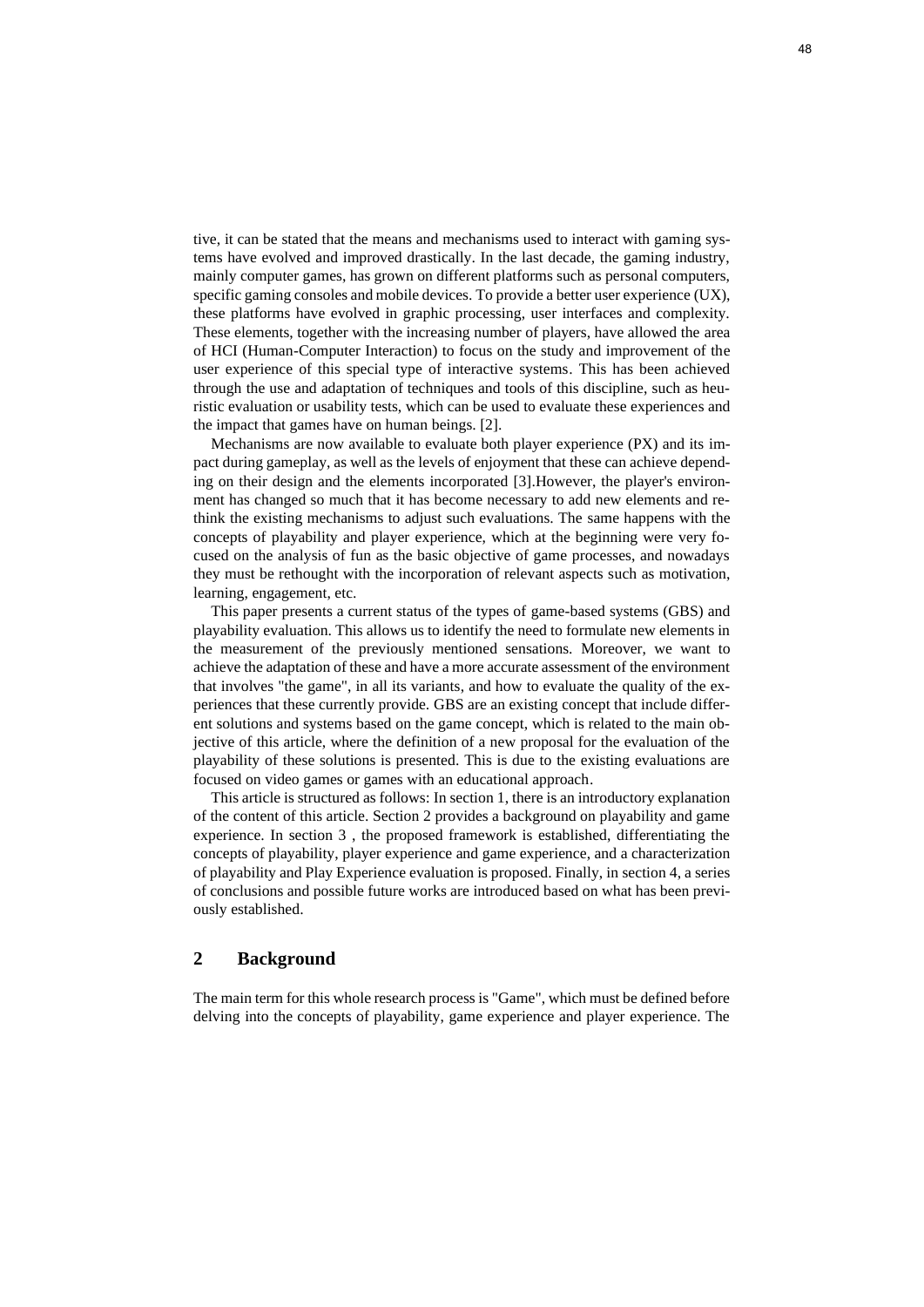tive, it can be stated that the means and mechanisms used to interact with gaming systems have evolved and improved drastically. In the last decade, the gaming industry, mainly computer games, has grown on different platforms such as personal computers, specific gaming consoles and mobile devices. To provide a better user experience (UX), these platforms have evolved in graphic processing, user interfaces and complexity. These elements, together with the increasing number of players, have allowed the area of HCI (Human-Computer Interaction) to focus on the study and improvement of the user experience of this special type of interactive systems. This has been achieved through the use and adaptation of techniques and tools of this discipline, such as heuristic evaluation or usability tests, which can be used to evaluate these experiences and the impact that games have on human beings. [2].

Mechanisms are now available to evaluate both player experience (PX) and its impact during gameplay, as well as the levels of enjoyment that these can achieve depending on their design and the elements incorporated [3].However, the player's environment has changed so much that it has become necessary to add new elements and rethink the existing mechanisms to adjust such evaluations. The same happens with the concepts of playability and player experience, which at the beginning were very focused on the analysis of fun as the basic objective of game processes, and nowadays they must be rethought with the incorporation of relevant aspects such as motivation, learning, engagement, etc.

This paper presents a current status of the types of game-based systems (GBS) and playability evaluation. This allows us to identify the need to formulate new elements in the measurement of the previously mentioned sensations. Moreover, we want to achieve the adaptation of these and have a more accurate assessment of the environment that involves "the game", in all its variants, and how to evaluate the quality of the experiences that these currently provide. GBS are an existing concept that include different solutions and systems based on the game concept, which is related to the main objective of this article, where the definition of a new proposal for the evaluation of the playability of these solutions is presented. This is due to the existing evaluations are focused on video games or games with an educational approach.

This article is structured as follows: In section 1, there is an introductory explanation of the content of this article. Section 2 provides a background on playability and game experience. In section 3 , the proposed framework is established, differentiating the concepts of playability, player experience and game experience, and a characterization of playability and Play Experience evaluation is proposed. Finally, in section 4, a series of conclusions and possible future works are introduced based on what has been previously established.

## 2 Background

The main term for this whole research process is "Game", which must be defined before delving into the concepts of playability, game experience and player experience. The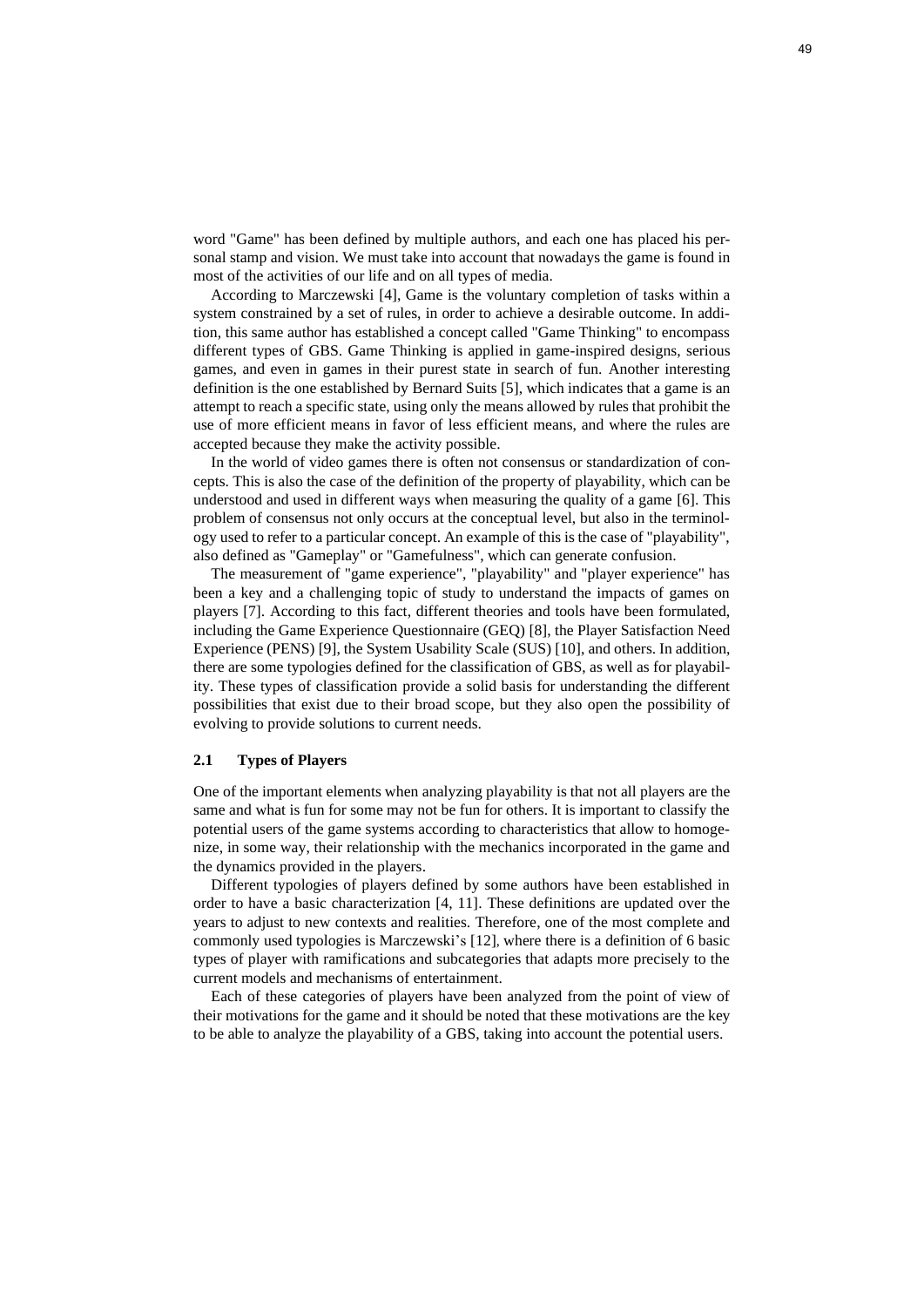word "Game" has been defined by multiple authors, and each one has placed his personal stamp and vision. We must take into account that nowadays the game is found in most of the activities of our life and on all types of media.

According to Marczewski [4], Game is the voluntary completion of tasks within a system constrained by a set of rules, in order to achieve a desirable outcome. In addition, this same author has established a concept called "Game Thinking" to encompass different types of GBS. Game Thinking is applied in game-inspired designs, serious games, and even in games in their purest state in search of fun. Another interesting definition is the one established by Bernard Suits [5], which indicates that a game is an attempt to reach a specific state, using only the means allowed by rules that prohibit the use of more efficient means in favor of less efficient means, and where the rules are accepted because they make the activity possible.

In the world of video games there is often not consensus or standardization of concepts. This is also the case of the definition of the property of playability, which can be understood and used in different ways when measuring the quality of a game [6]. This problem of consensus not only occurs at the conceptual level, but also in the terminology used to refer to a particular concept. An example of this is the case of "playability", also defined as "Gameplay" or "Gamefulness", which can generate confusion.

The measurement of "game experience", "playability" and "player experience" has been a key and a challenging topic of study to understand the impacts of games on players [7]. According to this fact, different theories and tools have been formulated, including the Game Experience Questionnaire (GEQ) [8], the Player Satisfaction Need Experience (PENS) [9], the System Usability Scale (SUS) [10], and others. In addition, there are some typologies defined for the classification of GBS, as well as for playability. These types of classification provide a solid basis for understanding the different possibilities that exist due to their broad scope, but they also open the possibility of evolving to provide solutions to current needs.

### 2.1 Types of Players

One of the important elements when analyzing playability is that not all players are the same and what is fun for some may not be fun for others. It is important to classify the potential users of the game systems according to characteristics that allow to homogenize, in some way, their relationship with the mechanics incorporated in the game and the dynamics provided in the players.

Different typologies of players defined by some authors have been established in order to have a basic characterization [4, 11]. These definitions are updated over the years to adjust to new contexts and realities. Therefore, one of the most complete and commonly used typologies is Marczewski's [12], where there is a definition of 6 basic types of player with ramifications and subcategories that adapts more precisely to the current models and mechanisms of entertainment.

Each of these categories of players have been analyzed from the point of view of their motivations for the game and it should be noted that these motivations are the key to be able to analyze the playability of a GBS, taking into account the potential users.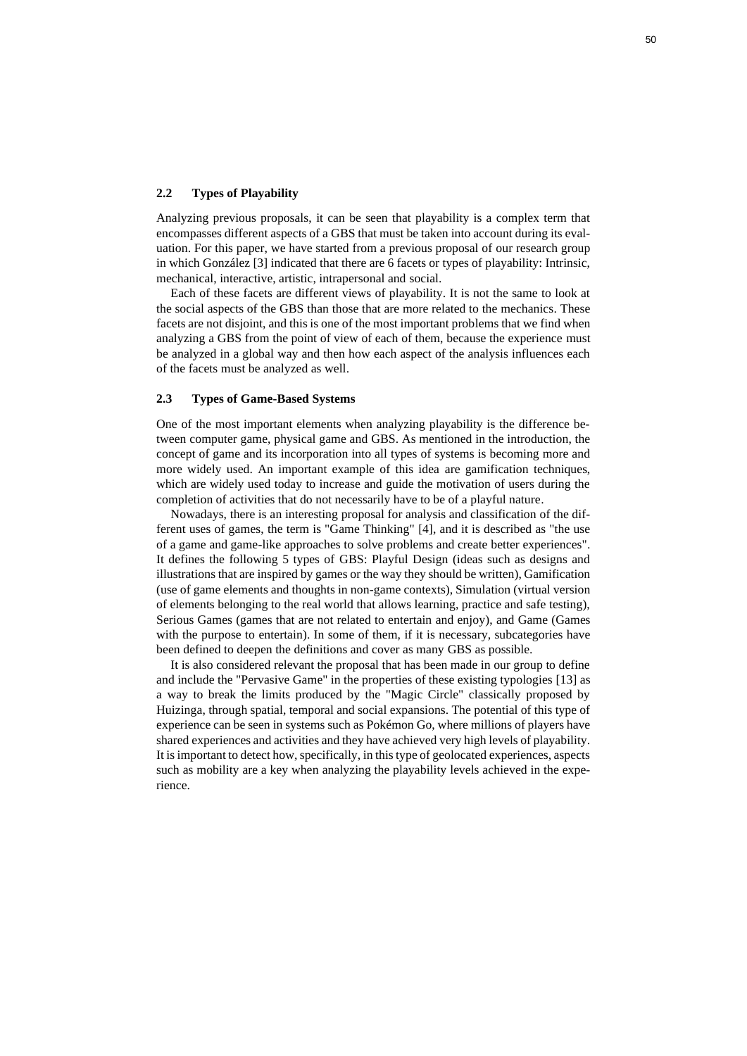### 2.2 Types of Playability

Analyzing previous proposals, it can be seen that playability is a complex term that encompasses different aspects of a GBS that must be taken into account during its evaluation. For this paper, we have started from a previous proposal of our research group in which González [3] indicated that there are 6 facets or types of playability: Intrinsic, mechanical, interactive, artistic, intrapersonal and social.

Each of these facets are different views of playability. It is not the same to look at the social aspects of the GBS than those that are more related to the mechanics. These facets are not disjoint, and this is one of the most important problems that we find when analyzing a GBS from the point of view of each of them, because the experience must be analyzed in a global way and then how each aspect of the analysis influences each of the facets must be analyzed as well.

### 2.3 Types of Game-Based Systems

One of the most important elements when analyzing playability is the difference between computer game, physical game and GBS. As mentioned in the introduction, the concept of game and its incorporation into all types of systems is becoming more and more widely used. An important example of this idea are gamification techniques, which are widely used today to increase and guide the motivation of users during the completion of activities that do not necessarily have to be of a playful nature.

Nowadays, there is an interesting proposal for analysis and classification of the different uses of games, the term is "Game Thinking" [4], and it is described as "the use of a game and game-like approaches to solve problems and create better experiences". It defines the following 5 types of GBS: Playful Design (ideas such as designs and illustrations that are inspired by games or the way they should be written), Gamification (use of game elements and thoughts in non-game contexts), Simulation (virtual version of elements belonging to the real world that allows learning, practice and safe testing), Serious Games (games that are not related to entertain and enjoy), and Game (Games with the purpose to entertain). In some of them, if it is necessary, subcategories have been defined to deepen the definitions and cover as many GBS as possible.

It is also considered relevant the proposal that has been made in our group to define and include the "Pervasive Game" in the properties of these existing typologies [13] as a way to break the limits produced by the "Magic Circle" classically proposed by Huizinga, through spatial, temporal and social expansions. The potential of this type of experience can be seen in systems such as Pokémon Go, where millions of players have shared experiences and activities and they have achieved very high levels of playability. It is important to detect how, specifically, in this type of geolocated experiences, aspects such as mobility are a key when analyzing the playability levels achieved in the experience.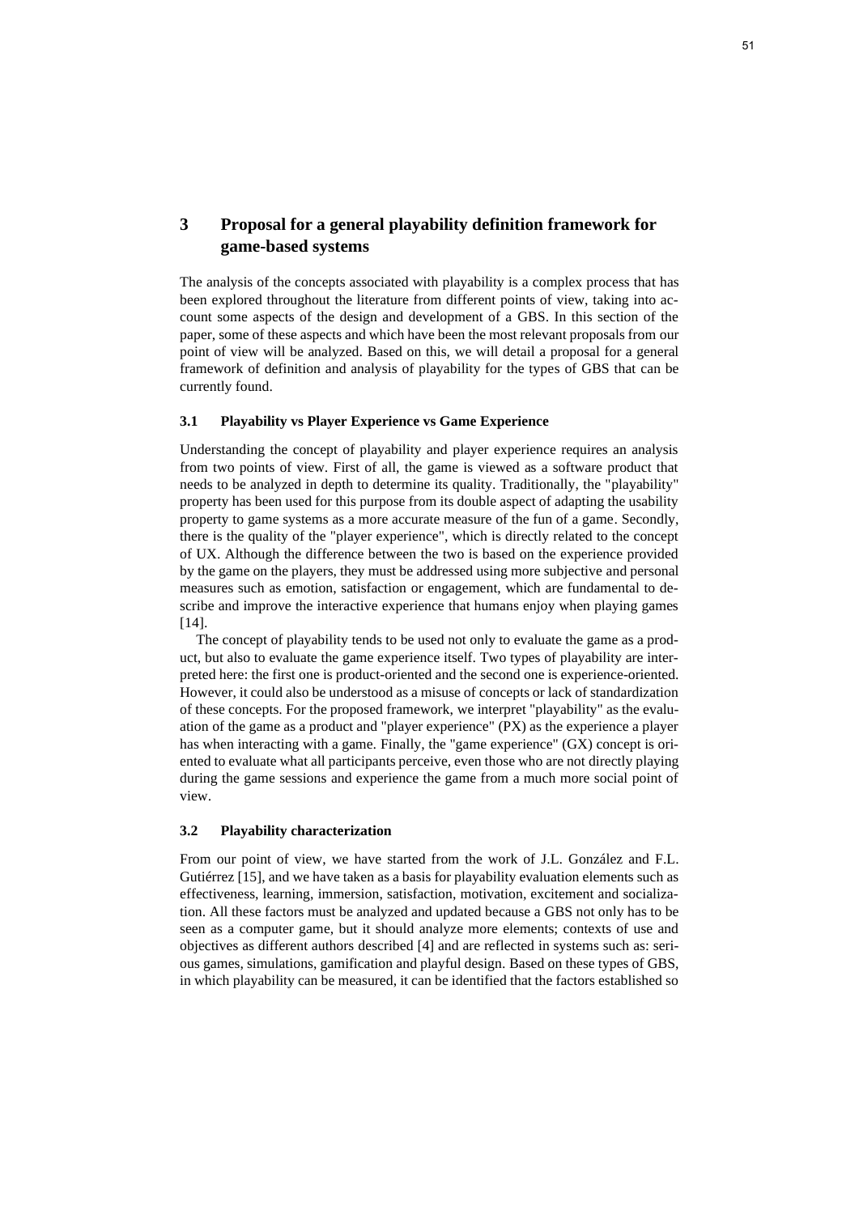## 3 Proposal for a general playability definition framework for game-based systems

The analysis of the concepts associated with playability is a complex process that has been explored throughout the literature from different points of view, taking into account some aspects of the design and development of a GBS. In this section of the paper, some of these aspects and which have been the most relevant proposals from our point of view will be analyzed. Based on this, we will detail a proposal for a general framework of definition and analysis of playability for the types of GBS that can be currently found.

### 3.1 Playability vs Player Experience vs Game Experience

Understanding the concept of playability and player experience requires an analysis from two points of view. First of all, the game is viewed as a software product that needs to be analyzed in depth to determine its quality. Traditionally, the "playability" property has been used for this purpose from its double aspect of adapting the usability property to game systems as a more accurate measure of the fun of a game. Secondly, there is the quality of the "player experience", which is directly related to the concept of UX. Although the difference between the two is based on the experience provided by the game on the players, they must be addressed using more subjective and personal measures such as emotion, satisfaction or engagement, which are fundamental to describe and improve the interactive experience that humans enjoy when playing games [14].

The concept of playability tends to be used not only to evaluate the game as a product, but also to evaluate the game experience itself. Two types of playability are interpreted here: the first one is product-oriented and the second one is experience-oriented. However, it could also be understood as a misuse of concepts or lack of standardization of these concepts. For the proposed framework, we interpret "playability" as the evaluation of the game as a product and "player experience" (PX) as the experience a player has when interacting with a game. Finally, the "game experience" (GX) concept is oriented to evaluate what all participants perceive, even those who are not directly playing during the game sessions and experience the game from a much more social point of view.

### 3.2 Playability characterization

From our point of view, we have started from the work of J.L. González and F.L. Gutiérrez [15], and we have taken as a basis for playability evaluation elements such as effectiveness, learning, immersion, satisfaction, motivation, excitement and socialization. All these factors must be analyzed and updated because a GBS not only has to be seen as a computer game, but it should analyze more elements; contexts of use and objectives as different authors described [4] and are reflected in systems such as: serious games, simulations, gamification and playful design. Based on these types of GBS, in which playability can be measured, it can be identified that the factors established so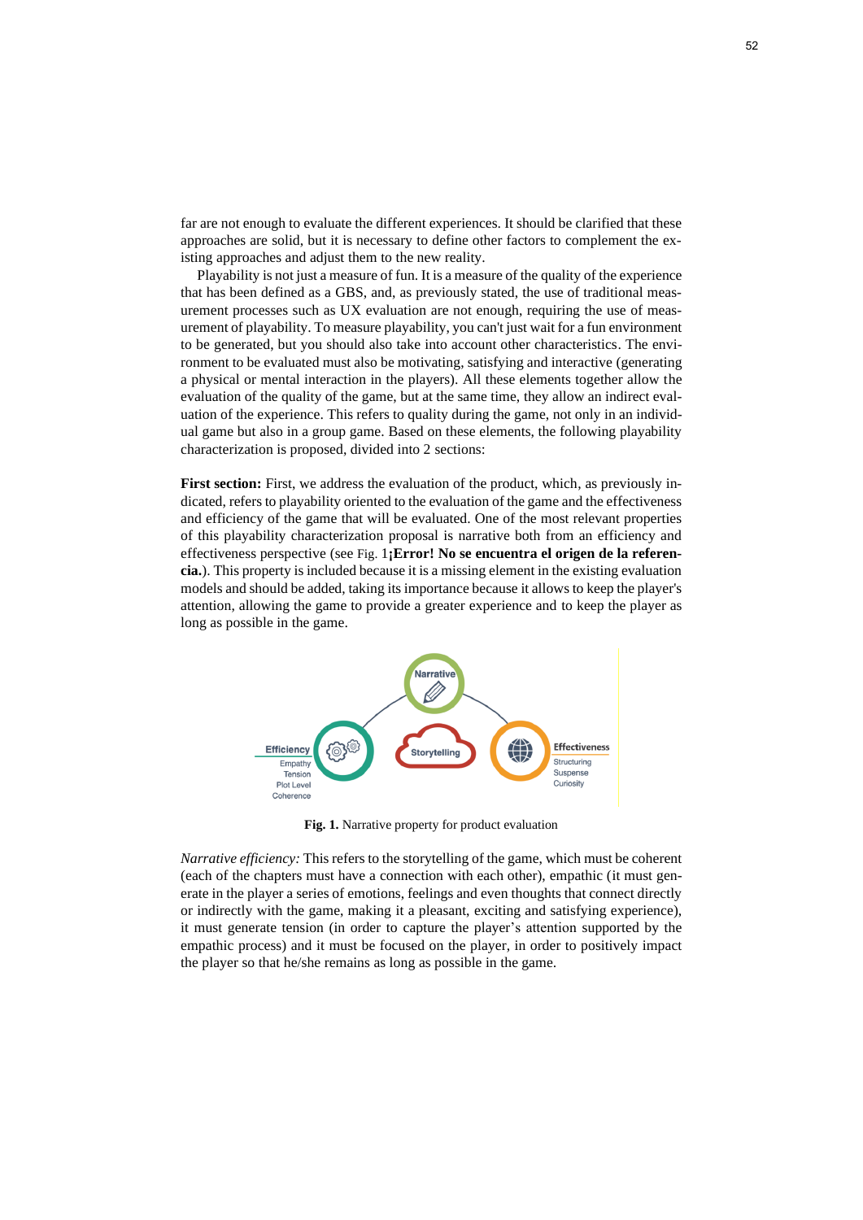far are not enough to evaluate the different experiences. It should be clarified that these approaches are solid, but it is necessary to define other factors to complement the existing approaches and adjust them to the new reality.

Playability is not just a measure of fun. It is a measure of the quality of the experience that has been defined as a GBS, and, as previously stated, the use of traditional measurement processes such as UX evaluation are not enough, requiring the use of measurement of playability. To measure playability, you can't just wait for a fun environment to be generated, but you should also take into account other characteristics. The environment to be evaluated must also be motivating, satisfying and interactive (generating a physical or mental interaction in the players). All these elements together allow the evaluation of the quality of the game, but at the same time, they allow an indirect evaluation of the experience. This refers to quality during the game, not only in an individual game but also in a group game. Based on these elements, the following playability characterization is proposed, divided into 2 sections:

**First section:** First, we address the evaluation of the product, which, as previously indicated, refers to playability oriented to the evaluation of the game and the effectiveness and efficiency of the game that will be evaluated. One of the most relevant properties of this playability characterization proposal is narrative both from an efficiency and effectiveness perspective (see Fig. 1**¡Error! No se encuentra el origen de la referencia.**). This property is included because it is a missing element in the existing evaluation models and should be added, taking its importance because it allows to keep the player's attention, allowing the game to provide a greater experience and to keep the player as long as possible in the game.

**Fig. 1.** Narrative property for product evaluation

*Narrative efficiency:* This refers to the storytelling of the game, which must be coherent (each of the chapters must have a connection with each other), empathic (it must generate in the player a series of emotions, feelings and even thoughts that connect directly or indirectly with the game, making it a pleasant, exciting and satisfying experience), it must generate tension (in order to capture the player's attention supported by the empathic process) and it must be focused on the player, in order to positively impact the player so that he/she remains as long as possible in the game.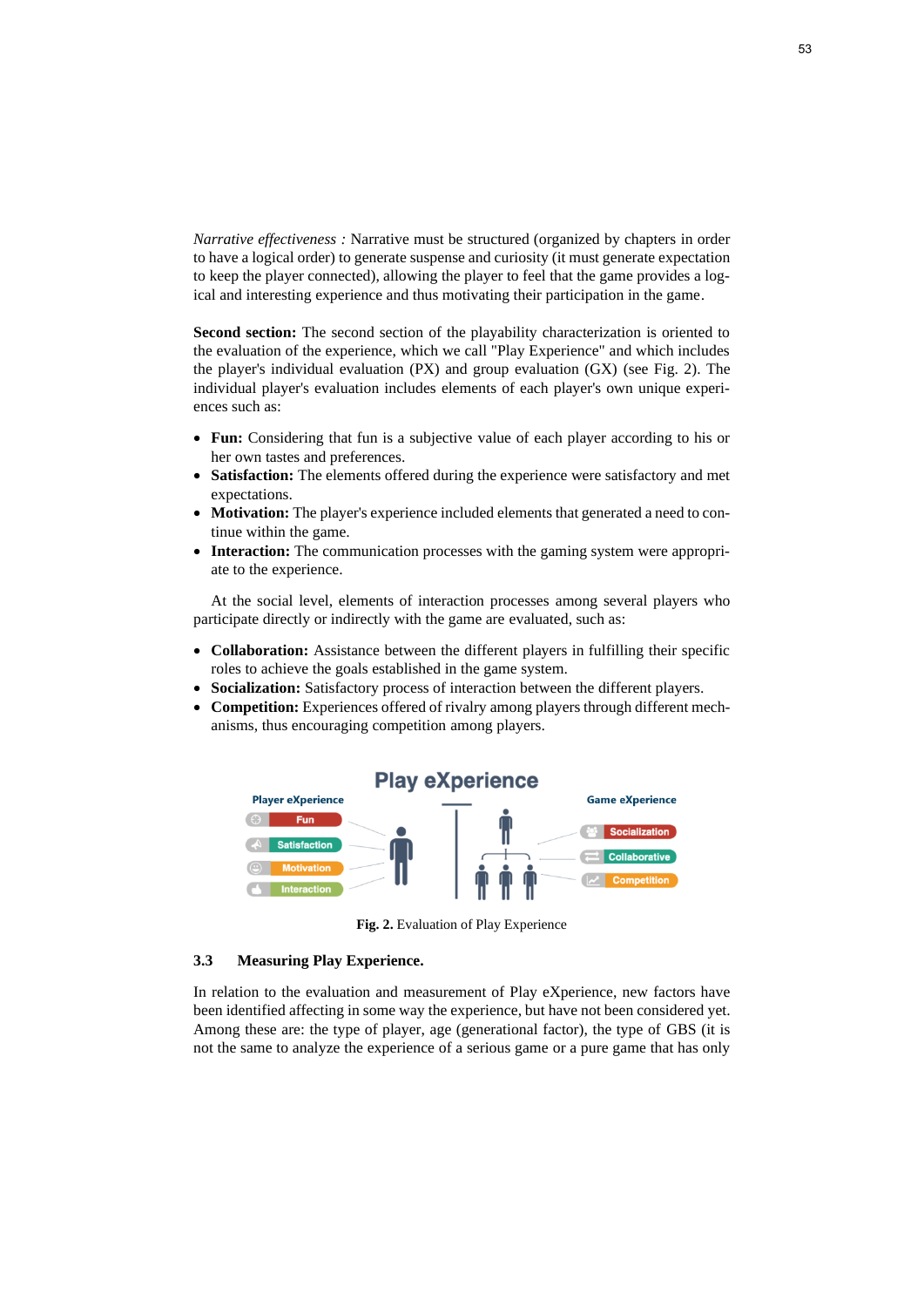*Narrative effectiveness :* Narrative must be structured (organized by chapters in order to have a logical order) to generate suspense and curiosity (it must generate expectation to keep the player connected), allowing the player to feel that the game provides a logical and interesting experience and thus motivating their participation in the game.

**Second section:** The second section of the playability characterization is oriented to the evaluation of the experience, which we call "Play Experience" and which includes the player's individual evaluation (PX) and group evaluation (GX) (see Fig. 2). The individual player's evaluation includes elements of each player's own unique experiences such as:

- **Fun:** Considering that fun is a subjective value of each player according to his or her own tastes and preferences.
- **Satisfaction:** The elements offered during the experience were satisfactory and met expectations.
- **Motivation:** The player's experience included elements that generated a need to continue within the game.
- **Interaction:** The communication processes with the gaming system were appropriate to the experience.

At the social level, elements of interaction processes among several players who participate directly or indirectly with the game are evaluated, such as:

- **Collaboration:** Assistance between the different players in fulfilling their specific roles to achieve the goals established in the game system.
- **Socialization:** Satisfactory process of interaction between the different players.
- **Competition:** Experiences offered of rivalry among players through different mechanisms, thus encouraging competition among players.

**Fig. 2.** Evaluation of Play Experience

### 3.3 Measuring Play Experience.

In relation to the evaluation and measurement of Play eXperience, new factors have been identified affecting in some way the experience, but have not been considered yet. Among these are: the type of player, age (generational factor), the type of GBS (it is not the same to analyze the experience of a serious game or a pure game that has only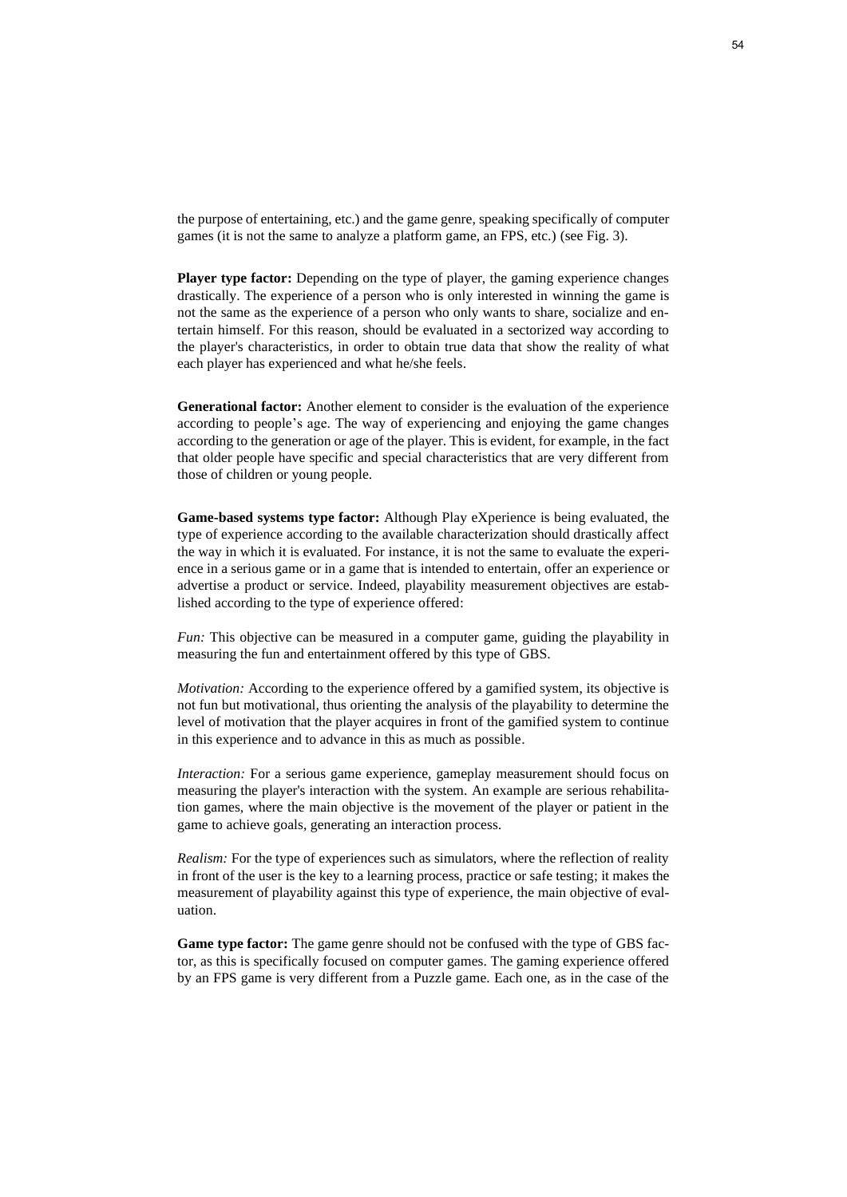the purpose of entertaining, etc.) and the game genre, speaking specifically of computer games (it is not the same to analyze a platform game, an FPS, etc.) (see Fig. 3).

**Player type factor:** Depending on the type of player, the gaming experience changes drastically. The experience of a person who is only interested in winning the game is not the same as the experience of a person who only wants to share, socialize and entertain himself. For this reason, should be evaluated in a sectorized way according to the player's characteristics, in order to obtain true data that show the reality of what each player has experienced and what he/she feels.

**Generational factor:** Another element to consider is the evaluation of the experience according to people's age. The way of experiencing and enjoying the game changes according to the generation or age of the player. This is evident, for example, in the fact that older people have specific and special characteristics that are very different from those of children or young people.

**Game-based systems type factor:** Although Play eXperience is being evaluated, the type of experience according to the available characterization should drastically affect the way in which it is evaluated. For instance, it is not the same to evaluate the experience in a serious game or in a game that is intended to entertain, offer an experience or advertise a product or service. Indeed, playability measurement objectives are established according to the type of experience offered:

*Fun:* This objective can be measured in a computer game, guiding the playability in measuring the fun and entertainment offered by this type of GBS.

*Motivation:* According to the experience offered by a gamified system, its objective is not fun but motivational, thus orienting the analysis of the playability to determine the level of motivation that the player acquires in front of the gamified system to continue in this experience and to advance in this as much as possible.

*Interaction:* For a serious game experience, gameplay measurement should focus on measuring the player's interaction with the system. An example are serious rehabilitation games, where the main objective is the movement of the player or patient in the game to achieve goals, generating an interaction process.

*Realism:* For the type of experiences such as simulators, where the reflection of reality in front of the user is the key to a learning process, practice or safe testing; it makes the measurement of playability against this type of experience, the main objective of evaluation.

**Game type factor:** The game genre should not be confused with the type of GBS factor, as this is specifically focused on computer games. The gaming experience offered by an FPS game is very different from a Puzzle game. Each one, as in the case of the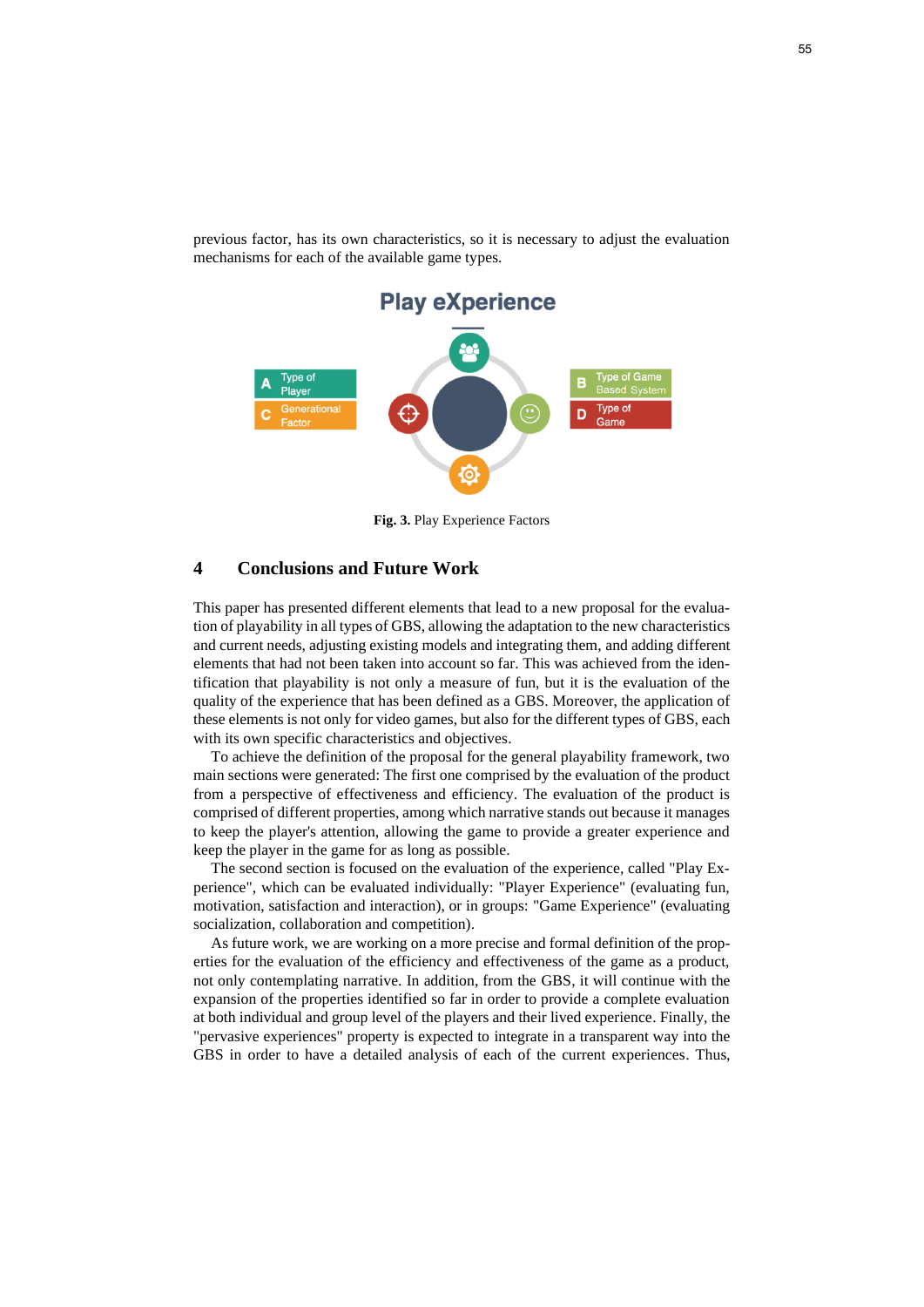previous factor, has its own characteristics, so it is necessary to adjust the evaluation mechanisms for each of the available game types.

Play eXperience

A Type of Player

C Generational Factor

B Type of Game Based System

D Type of Game

**Fig. 3.** Play Experience Factors

## 4 Conclusions and Future Work

This paper has presented different elements that lead to a new proposal for the evaluation of playability in all types of GBS, allowing the adaptation to the new characteristics and current needs, adjusting existing models and integrating them, and adding different elements that had not been taken into account so far. This was achieved from the identification that playability is not only a measure of fun, but it is the evaluation of the quality of the experience that has been defined as a GBS. Moreover, the application of these elements is not only for video games, but also for the different types of GBS, each with its own specific characteristics and objectives.

To achieve the definition of the proposal for the general playability framework, two main sections were generated: The first one comprised by the evaluation of the product from a perspective of effectiveness and efficiency. The evaluation of the product is comprised of different properties, among which narrative stands out because it manages to keep the player's attention, allowing the game to provide a greater experience and keep the player in the game for as long as possible.

The second section is focused on the evaluation of the experience, called "Play Experience", which can be evaluated individually: "Player Experience" (evaluating fun, motivation, satisfaction and interaction), or in groups: "Game Experience" (evaluating socialization, collaboration and competition).

As future work, we are working on a more precise and formal definition of the properties for the evaluation of the efficiency and effectiveness of the game as a product, not only contemplating narrative. In addition, from the GBS, it will continue with the expansion of the properties identified so far in order to provide a complete evaluation at both individual and group level of the players and their lived experience. Finally, the "pervasive experiences" property is expected to integrate in a transparent way into the GBS in order to have a detailed analysis of each of the current experiences. Thus,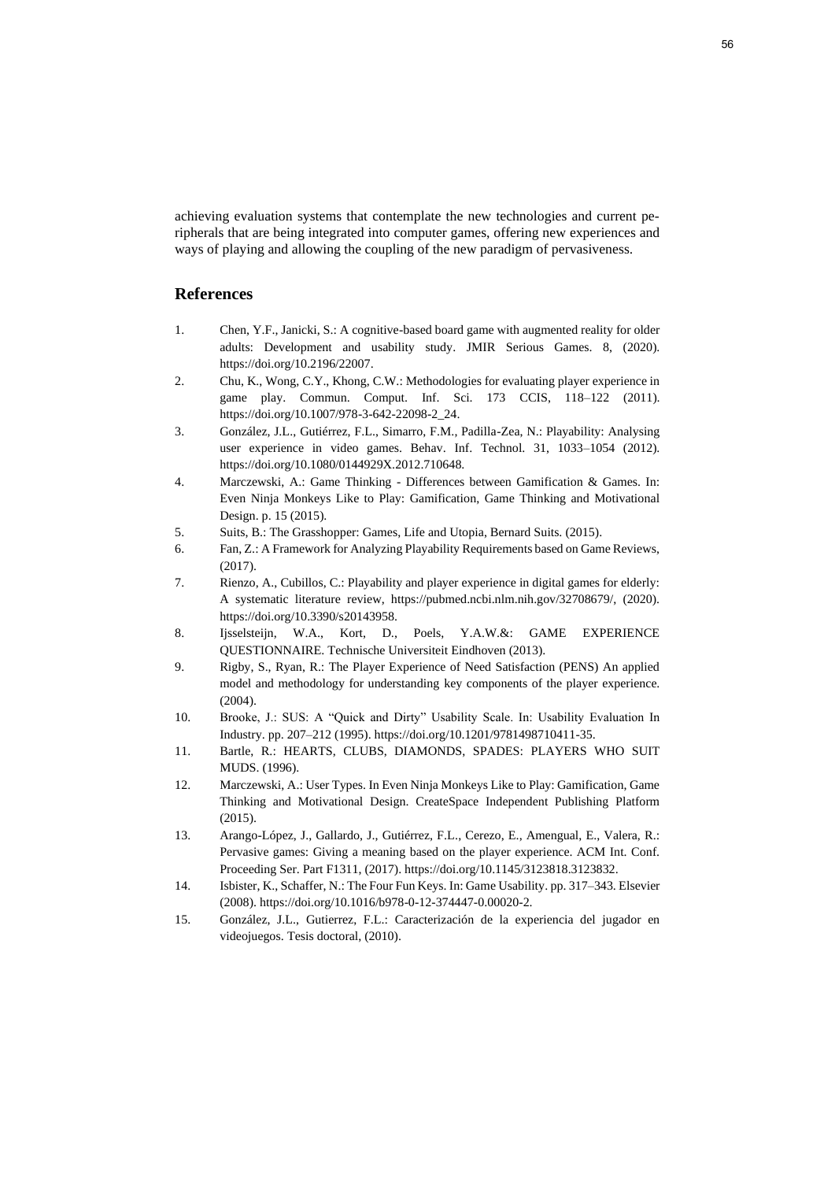achieving evaluation systems that contemplate the new technologies and current peripherals that are being integrated into computer games, offering new experiences and ways of playing and allowing the coupling of the new paradigm of pervasiveness.

## References

1. Chen, Y.F., Janicki, S.: A cognitive-based board game with augmented reality for older adults: Development and usability study. JMIR Serious Games. 8, (2020). https://doi.org/10.2196/22007.
2. Chu, K., Wong, C.Y., Khong, C.W.: Methodologies for evaluating player experience in game play. Commun. Comput. Inf. Sci. 173 CCIS, 118–122 (2011). https://doi.org/10.1007/978-3-642-22098-2_24.
3. González, J.L., Gutiérrez, F.L., Simarro, F.M., Padilla-Zea, N.: Playability: Analysing user experience in video games. Behav. Inf. Technol. 31, 1033–1054 (2012). https://doi.org/10.1080/0144929X.2012.710648.
4. Marczewski, A.: Game Thinking - Differences between Gamification & Games. In: Even Ninja Monkeys Like to Play: Gamification, Game Thinking and Motivational Design. p. 15 (2015).
5. Suits, B.: The Grasshopper: Games, Life and Utopia, Bernard Suits. (2015).
6. Fan, Z.: A Framework for Analyzing Playability Requirements based on Game Reviews, (2017).
7. Rienzo, A., Cubillos, C.: Playability and player experience in digital games for elderly: A systematic literature review, https://pubmed.ncbi.nlm.nih.gov/32708679/, (2020). https://doi.org/10.3390/s20143958.
8. Ijsselsteijn, W.A., Kort, D., Poels, Y.A.W.&: GAME EXPERIENCE QUESTIONNAIRE. Technische Universiteit Eindhoven (2013).
9. Rigby, S., Ryan, R.: The Player Experience of Need Satisfaction (PENS) An applied model and methodology for understanding key components of the player experience. (2004).
10. Brooke, J.: SUS: A "Quick and Dirty" Usability Scale. In: Usability Evaluation In Industry. pp. 207–212 (1995). https://doi.org/10.1201/9781498710411-35.
11. Bartle, R.: HEARTS, CLUBS, DIAMONDS, SPADES: PLAYERS WHO SUIT MUDS. (1996).
12. Marczewski, A.: User Types. In Even Ninja Monkeys Like to Play: Gamification, Game Thinking and Motivational Design. CreateSpace Independent Publishing Platform (2015).
13. Arango-López, J., Gallardo, J., Gutiérrez, F.L., Cerezo, E., Amengual, E., Valera, R.: Pervasive games: Giving a meaning based on the player experience. ACM Int. Conf. Proceeding Ser. Part F1311, (2017). https://doi.org/10.1145/3123818.3123832.
14. Isbister, K., Schaffer, N.: The Four Fun Keys. In: Game Usability. pp. 317–343. Elsevier (2008). https://doi.org/10.1016/b978-0-12-374447-0.00020-2.
15. González, J.L., Gutierrez, F.L.: Caracterización de la experiencia del jugador en videojuegos. Tesis doctoral, (2010).